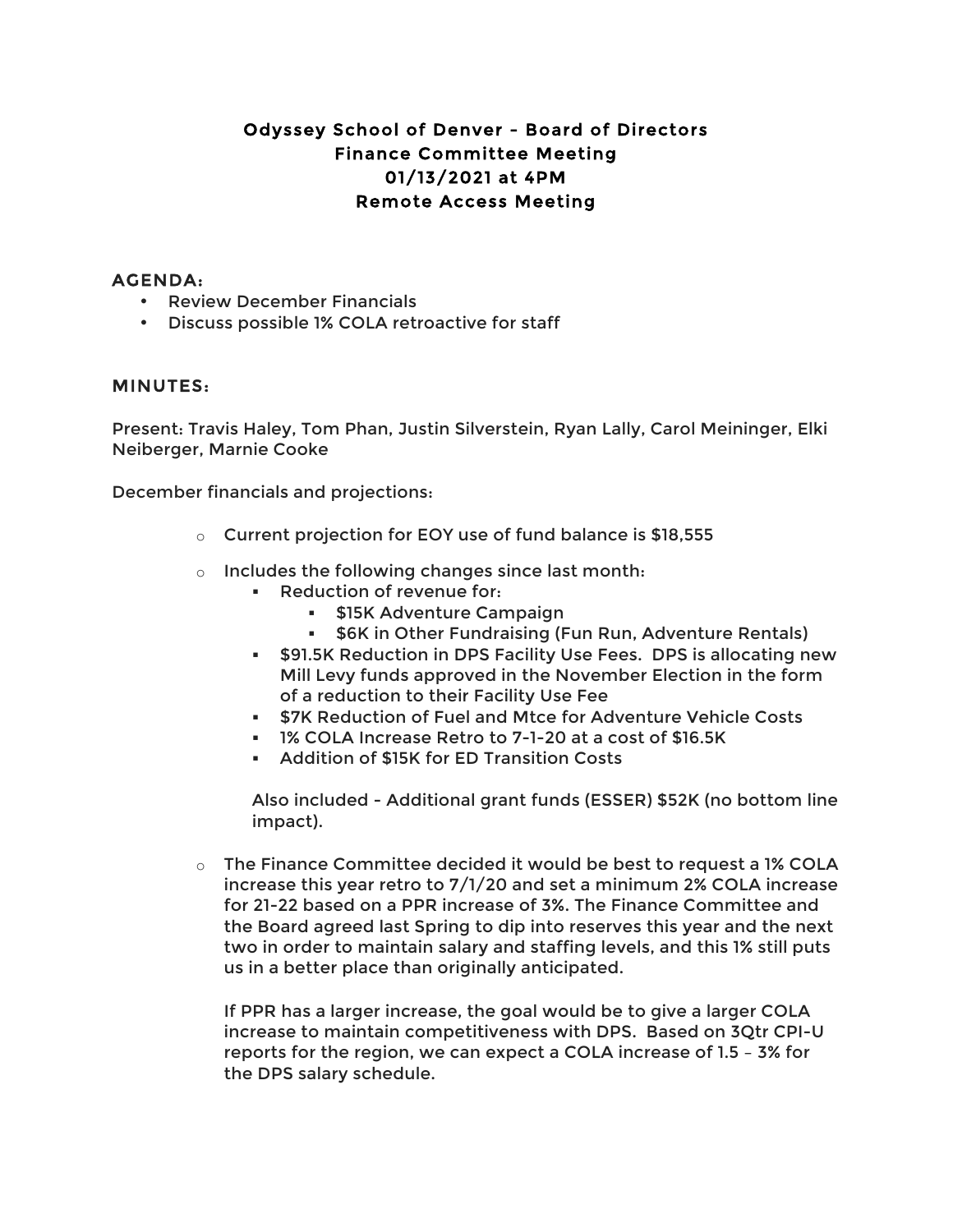# Odyssey School of Denver – Board of Directors
## Finance Committee Meeting
## 01/13/2021 at 4PM
## Remote Access Meeting

### AGENDA:

- Review December Financials
- Discuss possible 1% COLA retroactive for staff

### MINUTES:

Present: Travis Haley, Tom Phan, Justin Silverstein, Ryan Lally, Carol Meininger, Elki Neiberger, Marnie Cooke

December financials and projections:

- Current projection for EOY use of fund balance is $18,555
- Includes the following changes since last month:
  - Reduction of revenue for:
    - $15K Adventure Campaign
    - $6K in Other Fundraising (Fun Run, Adventure Rentals)
  - $91.5K Reduction in DPS Facility Use Fees. DPS is allocating new Mill Levy funds approved in the November Election in the form of a reduction to their Facility Use Fee
  - $7K Reduction of Fuel and Mtce for Adventure Vehicle Costs
  - 1% COLA Increase Retro to 7-1-20 at a cost of $16.5K
  - Addition of $15K for ED Transition Costs

  Also included - Additional grant funds (ESSER) $52K (no bottom line impact).

- The Finance Committee decided it would be best to request a 1% COLA increase this year retro to 7/1/20 and set a minimum 2% COLA increase for 21-22 based on a PPR increase of 3%. The Finance Committee and the Board agreed last Spring to dip into reserves this year and the next two in order to maintain salary and staffing levels, and this 1% still puts us in a better place than originally anticipated.

  If PPR has a larger increase, the goal would be to give a larger COLA increase to maintain competitiveness with DPS. Based on 3Qtr CPI-U reports for the region, we can expect a COLA increase of 1.5 – 3% for the DPS salary schedule.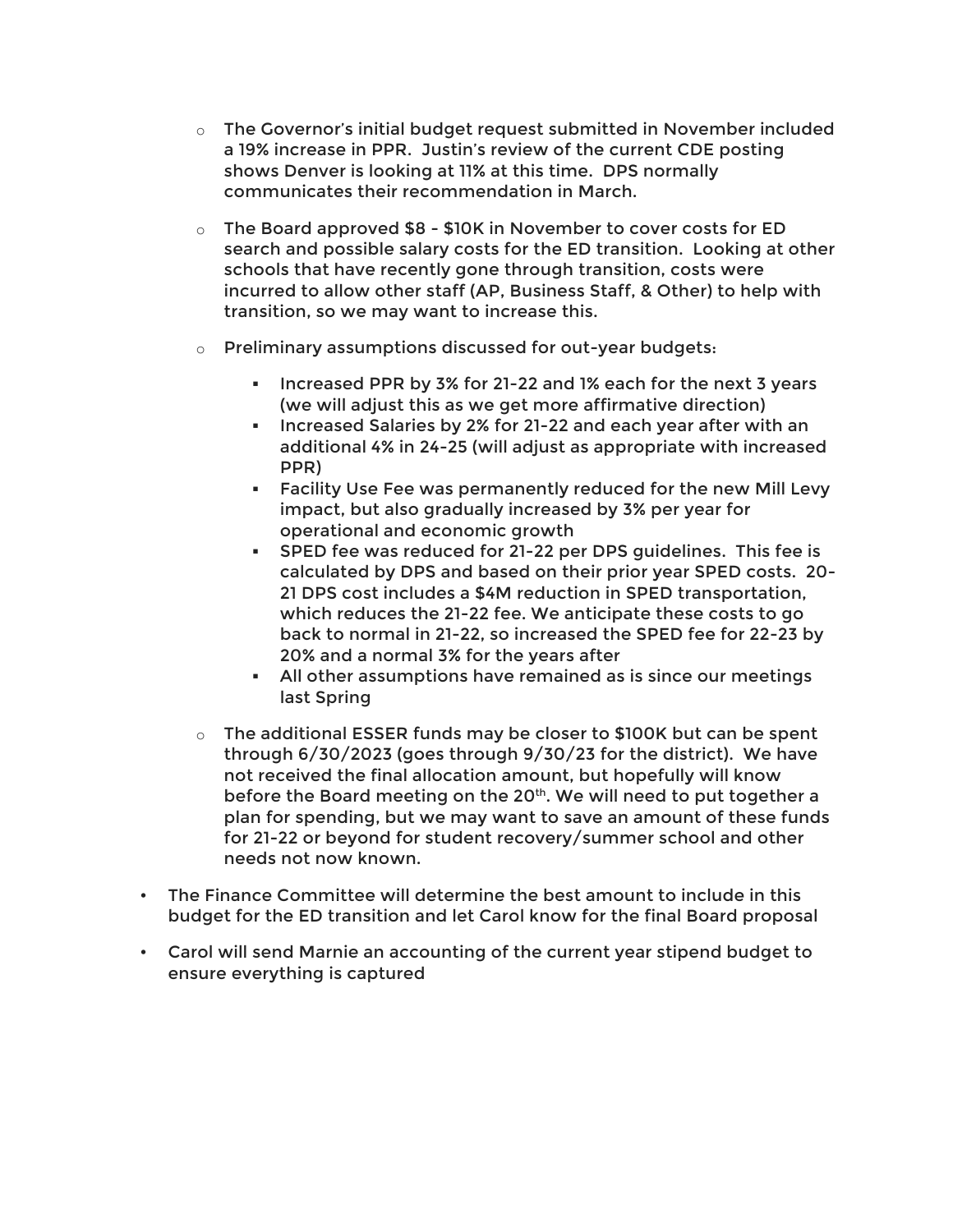- The Governor's initial budget request submitted in November included a 19% increase in PPR. Justin's review of the current CDE posting shows Denver is looking at 11% at this time. DPS normally communicates their recommendation in March.

  - The Board approved $8 - $10K in November to cover costs for ED search and possible salary costs for the ED transition. Looking at other schools that have recently gone through transition, costs were incurred to allow other staff (AP, Business Staff, & Other) to help with transition, so we may want to increase this.

  - Preliminary assumptions discussed for out-year budgets:

    - Increased PPR by 3% for 21-22 and 1% each for the next 3 years (we will adjust this as we get more affirmative direction)
    - Increased Salaries by 2% for 21-22 and each year after with an additional 4% in 24-25 (will adjust as appropriate with increased PPR)
    - Facility Use Fee was permanently reduced for the new Mill Levy impact, but also gradually increased by 3% per year for operational and economic growth
    - SPED fee was reduced for 21-22 per DPS guidelines. This fee is calculated by DPS and based on their prior year SPED costs. 20-21 DPS cost includes a $4M reduction in SPED transportation, which reduces the 21-22 fee. We anticipate these costs to go back to normal in 21-22, so increased the SPED fee for 22-23 by 20% and a normal 3% for the years after
    - All other assumptions have remained as is since our meetings last Spring

  - The additional ESSER funds may be closer to $100K but can be spent through 6/30/2023 (goes through 9/30/23 for the district). We have not received the final allocation amount, but hopefully will know before the Board meeting on the 20th. We will need to put together a plan for spending, but we may want to save an amount of these funds for 21-22 or beyond for student recovery/summer school and other needs not now known.

- The Finance Committee will determine the best amount to include in this budget for the ED transition and let Carol know for the final Board proposal

- Carol will send Marnie an accounting of the current year stipend budget to ensure everything is captured